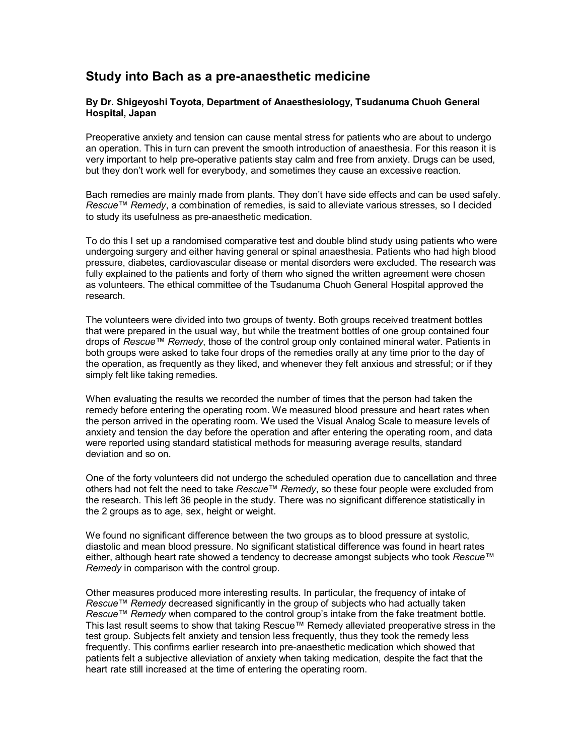# Study into Bach as a pre-anaesthetic medicine

**By Dr. Shigeyoshi Toyota, Department of Anaesthesiology, Tsudanuma Chuoh General Hospital, Japan**

Preoperative anxiety and tension can cause mental stress for patients who are about to undergo an operation. This in turn can prevent the smooth introduction of anaesthesia. For this reason it is very important to help pre-operative patients stay calm and free from anxiety. Drugs can be used, but they don't work well for everybody, and sometimes they cause an excessive reaction.

Bach remedies are mainly made from plants. They don't have side effects and can be used safely. *Rescue™ Remedy*, a combination of remedies, is said to alleviate various stresses, so I decided to study its usefulness as pre-anaesthetic medication.

To do this I set up a randomised comparative test and double blind study using patients who were undergoing surgery and either having general or spinal anaesthesia. Patients who had high blood pressure, diabetes, cardiovascular disease or mental disorders were excluded. The research was fully explained to the patients and forty of them who signed the written agreement were chosen as volunteers. The ethical committee of the Tsudanuma Chuoh General Hospital approved the research.

The volunteers were divided into two groups of twenty. Both groups received treatment bottles that were prepared in the usual way, but while the treatment bottles of one group contained four drops of *Rescue™ Remedy*, those of the control group only contained mineral water. Patients in both groups were asked to take four drops of the remedies orally at any time prior to the day of the operation, as frequently as they liked, and whenever they felt anxious and stressful; or if they simply felt like taking remedies.

When evaluating the results we recorded the number of times that the person had taken the remedy before entering the operating room. We measured blood pressure and heart rates when the person arrived in the operating room. We used the Visual Analog Scale to measure levels of anxiety and tension the day before the operation and after entering the operating room, and data were reported using standard statistical methods for measuring average results, standard deviation and so on.

One of the forty volunteers did not undergo the scheduled operation due to cancellation and three others had not felt the need to take *Rescue™ Remedy*, so these four people were excluded from the research. This left 36 people in the study. There was no significant difference statistically in the 2 groups as to age, sex, height or weight.

We found no significant difference between the two groups as to blood pressure at systolic, diastolic and mean blood pressure. No significant statistical difference was found in heart rates either, although heart rate showed a tendency to decrease amongst subjects who took *Rescue™ Remedy* in comparison with the control group.

Other measures produced more interesting results. In particular, the frequency of intake of *Rescue™ Remedy* decreased significantly in the group of subjects who had actually taken *Rescue™ Remedy* when compared to the control group's intake from the fake treatment bottle. This last result seems to show that taking Rescue™ Remedy alleviated preoperative stress in the test group. Subjects felt anxiety and tension less frequently, thus they took the remedy less frequently. This confirms earlier research into pre-anaesthetic medication which showed that patients felt a subjective alleviation of anxiety when taking medication, despite the fact that the heart rate still increased at the time of entering the operating room.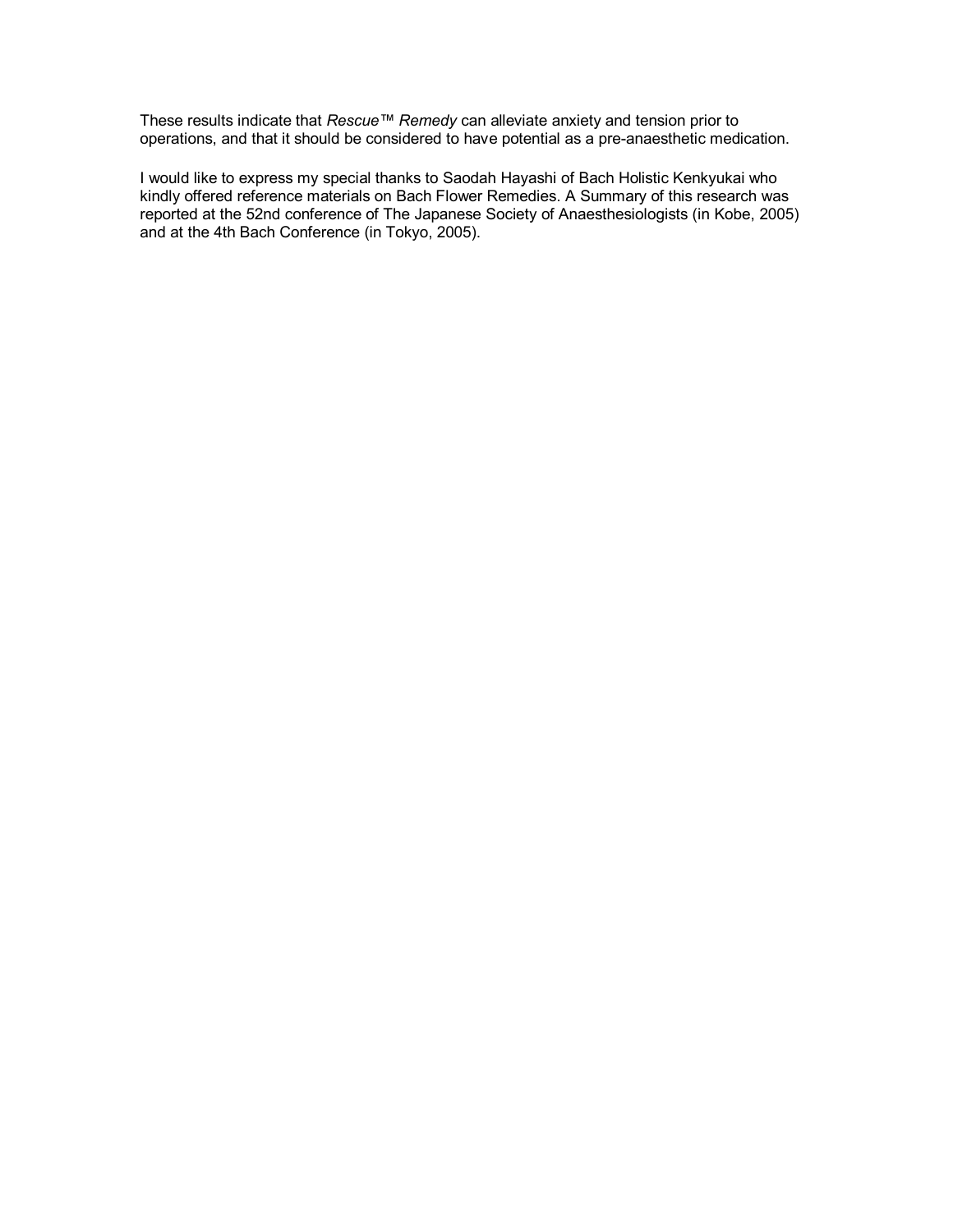These results indicate that *Rescue™ Remedy* can alleviate anxiety and tension prior to operations, and that it should be considered to have potential as a pre-anaesthetic medication.

I would like to express my special thanks to Saodah Hayashi of Bach Holistic Kenkyukai who kindly offered reference materials on Bach Flower Remedies. A Summary of this research was reported at the 52nd conference of The Japanese Society of Anaesthesiologists (in Kobe, 2005) and at the 4th Bach Conference (in Tokyo, 2005).